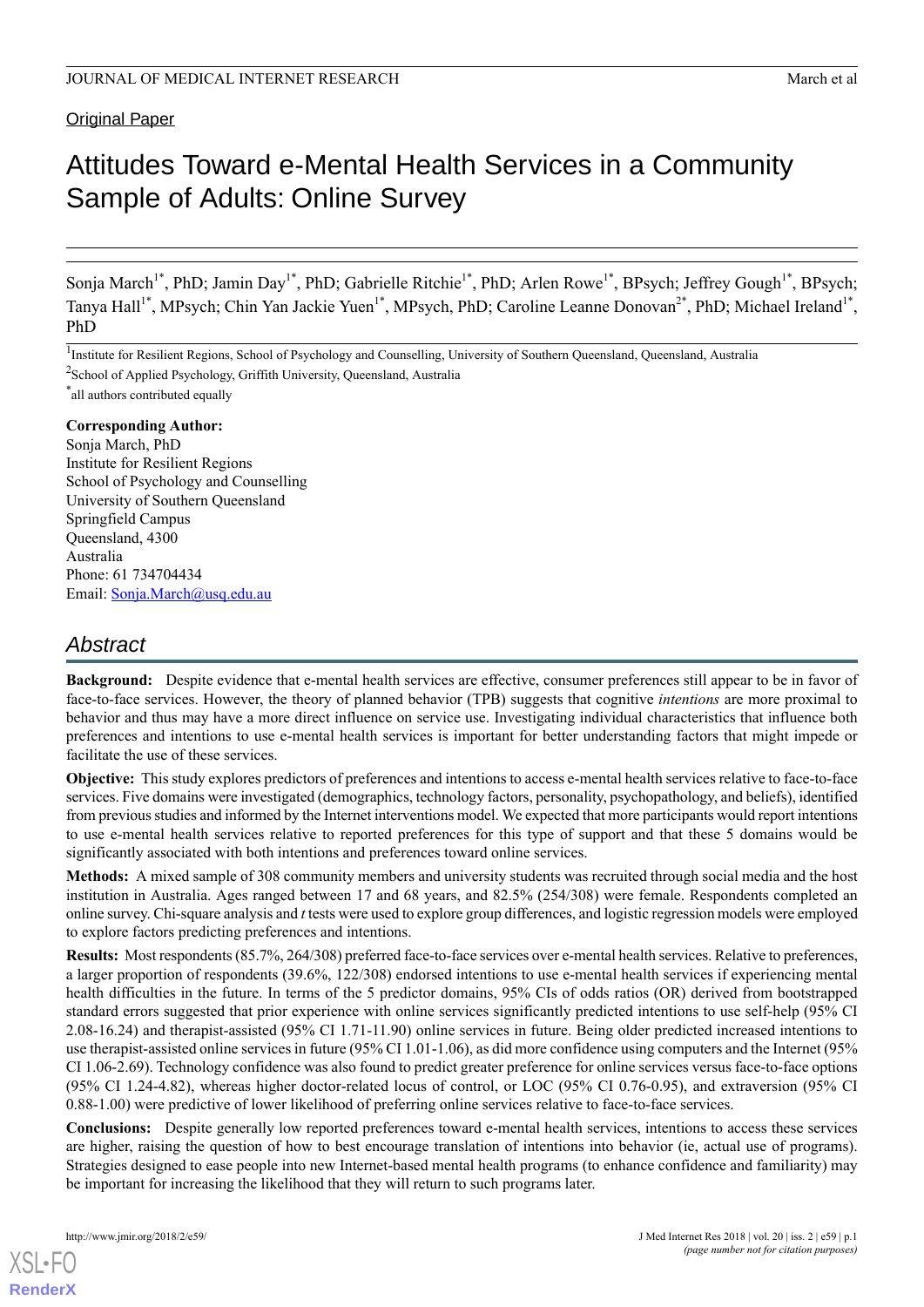Original Paper

# Attitudes Toward e-Mental Health Services in a Community Sample of Adults: Online Survey

Sonja March[1*], PhD; Jamin Day[1*], PhD; Gabrielle Ritchie[1*], PhD; Arlen Rowe[1*], BPsych; Jeffrey Gough[1*], BPsych; Tanya Hall[1*], MPsych; Chin Yan Jackie Yuen[1*], MPsych, PhD; Caroline Leanne Donovan[2*], PhD; Michael Ireland[1*], PhD

[1]Institute for Resilient Regions, School of Psychology and Counselling, University of Southern Queensland, Queensland, Australia

[2]School of Applied Psychology, Griffith University, Queensland, Australia

[*]all authors contributed equally

**Corresponding Author:**
Sonja March, PhD
Institute for Resilient Regions
School of Psychology and Counselling
University of Southern Queensland
Springfield Campus
Queensland, 4300
Australia
Phone: 61 734704434
Email: Sonja.March@usq.edu.au

## Abstract

**Background:** Despite evidence that e-mental health services are effective, consumer preferences still appear to be in favor of face-to-face services. However, the theory of planned behavior (TPB) suggests that cognitive *intentions* are more proximal to behavior and thus may have a more direct influence on service use. Investigating individual characteristics that influence both preferences and intentions to use e-mental health services is important for better understanding factors that might impede or facilitate the use of these services.

**Objective:** This study explores predictors of preferences and intentions to access e-mental health services relative to face-to-face services. Five domains were investigated (demographics, technology factors, personality, psychopathology, and beliefs), identified from previous studies and informed by the Internet interventions model. We expected that more participants would report intentions to use e-mental health services relative to reported preferences for this type of support and that these 5 domains would be significantly associated with both intentions and preferences toward online services.

**Methods:** A mixed sample of 308 community members and university students was recruited through social media and the host institution in Australia. Ages ranged between 17 and 68 years, and 82.5% (254/308) were female. Respondents completed an online survey. Chi-square analysis and *t* tests were used to explore group differences, and logistic regression models were employed to explore factors predicting preferences and intentions.

**Results:** Most respondents (85.7%, 264/308) preferred face-to-face services over e-mental health services. Relative to preferences, a larger proportion of respondents (39.6%, 122/308) endorsed intentions to use e-mental health services if experiencing mental health difficulties in the future. In terms of the 5 predictor domains, 95% CIs of odds ratios (OR) derived from bootstrapped standard errors suggested that prior experience with online services significantly predicted intentions to use self-help (95% CI 2.08-16.24) and therapist-assisted (95% CI 1.71-11.90) online services in future. Being older predicted increased intentions to use therapist-assisted online services in future (95% CI 1.01-1.06), as did more confidence using computers and the Internet (95% CI 1.06-2.69). Technology confidence was also found to predict greater preference for online services versus face-to-face options (95% CI 1.24-4.82), whereas higher doctor-related locus of control, or LOC (95% CI 0.76-0.95), and extraversion (95% CI 0.88-1.00) were predictive of lower likelihood of preferring online services relative to face-to-face services.

**Conclusions:** Despite generally low reported preferences toward e-mental health services, intentions to access these services are higher, raising the question of how to best encourage translation of intentions into behavior (ie, actual use of programs). Strategies designed to ease people into new Internet-based mental health programs (to enhance confidence and familiarity) may be important for increasing the likelihood that they will return to such programs later.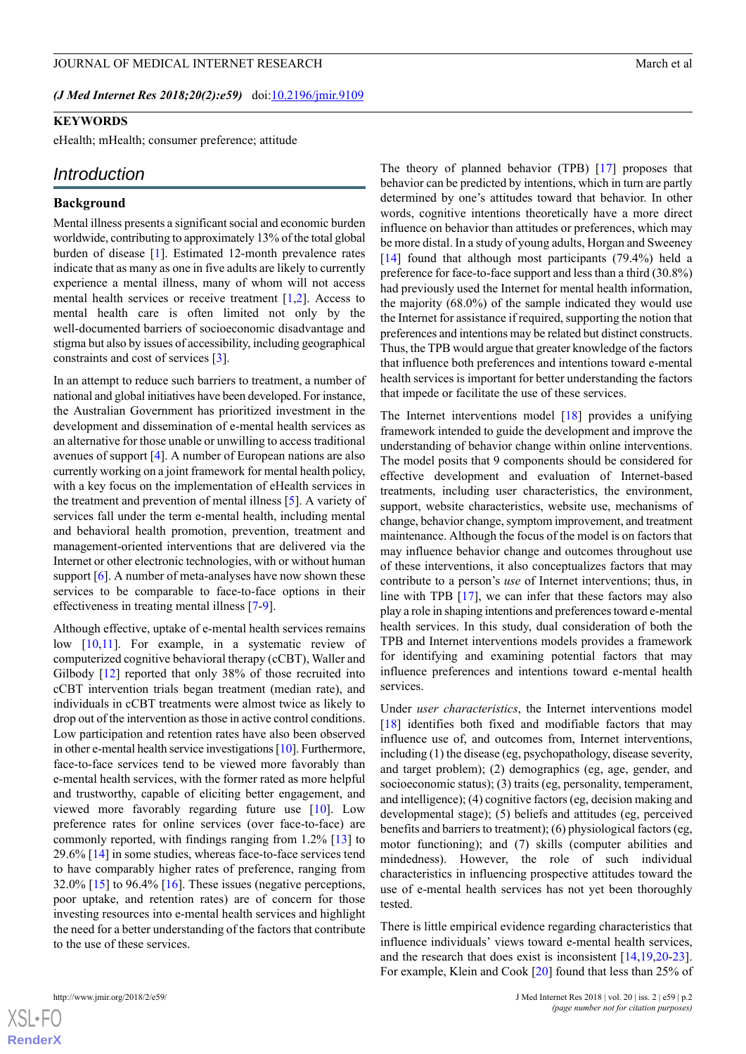*(J Med Internet Res 2018;20(2):e59)* doi:10.2196/jmir.9109

**KEYWORDS**

eHealth; mHealth; consumer preference; attitude

## Introduction

### Background

Mental illness presents a significant social and economic burden worldwide, contributing to approximately 13% of the total global burden of disease [1]. Estimated 12-month prevalence rates indicate that as many as one in five adults are likely to currently experience a mental illness, many of whom will not access mental health services or receive treatment [1,2]. Access to mental health care is often limited not only by the well-documented barriers of socioeconomic disadvantage and stigma but also by issues of accessibility, including geographical constraints and cost of services [3].

In an attempt to reduce such barriers to treatment, a number of national and global initiatives have been developed. For instance, the Australian Government has prioritized investment in the development and dissemination of e-mental health services as an alternative for those unable or unwilling to access traditional avenues of support [4]. A number of European nations are also currently working on a joint framework for mental health policy, with a key focus on the implementation of eHealth services in the treatment and prevention of mental illness [5]. A variety of services fall under the term e-mental health, including mental and behavioral health promotion, prevention, treatment and management-oriented interventions that are delivered via the Internet or other electronic technologies, with or without human support [6]. A number of meta-analyses have now shown these services to be comparable to face-to-face options in their effectiveness in treating mental illness [7-9].

Although effective, uptake of e-mental health services remains low [10,11]. For example, in a systematic review of computerized cognitive behavioral therapy (cCBT), Waller and Gilbody [12] reported that only 38% of those recruited into cCBT intervention trials began treatment (median rate), and individuals in cCBT treatments were almost twice as likely to drop out of the intervention as those in active control conditions. Low participation and retention rates have also been observed in other e-mental health service investigations [10]. Furthermore, face-to-face services tend to be viewed more favorably than e-mental health services, with the former rated as more helpful and trustworthy, capable of eliciting better engagement, and viewed more favorably regarding future use [10]. Low preference rates for online services (over face-to-face) are commonly reported, with findings ranging from 1.2% [13] to 29.6% [14] in some studies, whereas face-to-face services tend to have comparably higher rates of preference, ranging from 32.0% [15] to 96.4% [16]. These issues (negative perceptions, poor uptake, and retention rates) are of concern for those investing resources into e-mental health services and highlight the need for a better understanding of the factors that contribute to the use of these services.

The theory of planned behavior (TPB) [17] proposes that behavior can be predicted by intentions, which in turn are partly determined by one's attitudes toward that behavior. In other words, cognitive intentions theoretically have a more direct influence on behavior than attitudes or preferences, which may be more distal. In a study of young adults, Horgan and Sweeney [14] found that although most participants (79.4%) held a preference for face-to-face support and less than a third (30.8%) had previously used the Internet for mental health information, the majority (68.0%) of the sample indicated they would use the Internet for assistance if required, supporting the notion that preferences and intentions may be related but distinct constructs. Thus, the TPB would argue that greater knowledge of the factors that influence both preferences and intentions toward e-mental health services is important for better understanding the factors that impede or facilitate the use of these services.

The Internet interventions model [18] provides a unifying framework intended to guide the development and improve the understanding of behavior change within online interventions. The model posits that 9 components should be considered for effective development and evaluation of Internet-based treatments, including user characteristics, the environment, support, website characteristics, website use, mechanisms of change, behavior change, symptom improvement, and treatment maintenance. Although the focus of the model is on factors that may influence behavior change and outcomes throughout use of these interventions, it also conceptualizes factors that may contribute to a person's *use* of Internet interventions; thus, in line with TPB [17], we can infer that these factors may also play a role in shaping intentions and preferences toward e-mental health services. In this study, dual consideration of both the TPB and Internet interventions models provides a framework for identifying and examining potential factors that may influence preferences and intentions toward e-mental health services.

Under *user characteristics*, the Internet interventions model [18] identifies both fixed and modifiable factors that may influence use of, and outcomes from, Internet interventions, including (1) the disease (eg, psychopathology, disease severity, and target problem); (2) demographics (eg, age, gender, and socioeconomic status); (3) traits (eg, personality, temperament, and intelligence); (4) cognitive factors (eg, decision making and developmental stage); (5) beliefs and attitudes (eg, perceived benefits and barriers to treatment); (6) physiological factors (eg, motor functioning); and (7) skills (computer abilities and mindedness). However, the role of such individual characteristics in influencing prospective attitudes toward the use of e-mental health services has not yet been thoroughly tested.

There is little empirical evidence regarding characteristics that influence individuals' views toward e-mental health services, and the research that does exist is inconsistent [14,19,20-23]. For example, Klein and Cook [20] found that less than 25% of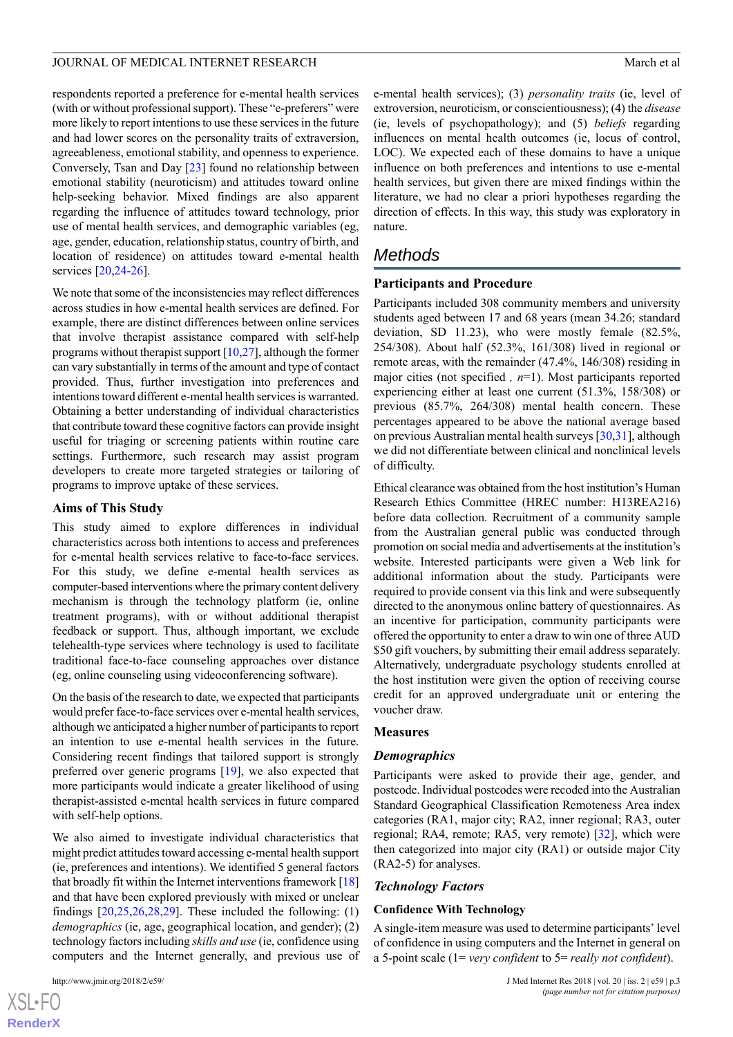respondents reported a preference for e-mental health services (with or without professional support). These "e-preferers" were more likely to report intentions to use these services in the future and had lower scores on the personality traits of extraversion, agreeableness, emotional stability, and openness to experience. Conversely, Tsan and Day [23] found no relationship between emotional stability (neuroticism) and attitudes toward online help-seeking behavior. Mixed findings are also apparent regarding the influence of attitudes toward technology, prior use of mental health services, and demographic variables (eg, age, gender, education, relationship status, country of birth, and location of residence) on attitudes toward e-mental health services [20,24-26].

We note that some of the inconsistencies may reflect differences across studies in how e-mental health services are defined. For example, there are distinct differences between online services that involve therapist assistance compared with self-help programs without therapist support [10,27], although the former can vary substantially in terms of the amount and type of contact provided. Thus, further investigation into preferences and intentions toward different e-mental health services is warranted. Obtaining a better understanding of individual characteristics that contribute toward these cognitive factors can provide insight useful for triaging or screening patients within routine care settings. Furthermore, such research may assist program developers to create more targeted strategies or tailoring of programs to improve uptake of these services.

### Aims of This Study

This study aimed to explore differences in individual characteristics across both intentions to access and preferences for e-mental health services relative to face-to-face services. For this study, we define e-mental health services as computer-based interventions where the primary content delivery mechanism is through the technology platform (ie, online treatment programs), with or without additional therapist feedback or support. Thus, although important, we exclude telehealth-type services where technology is used to facilitate traditional face-to-face counseling approaches over distance (eg, online counseling using videoconferencing software).

On the basis of the research to date, we expected that participants would prefer face-to-face services over e-mental health services, although we anticipated a higher number of participants to report an intention to use e-mental health services in the future. Considering recent findings that tailored support is strongly preferred over generic programs [19], we also expected that more participants would indicate a greater likelihood of using therapist-assisted e-mental health services in future compared with self-help options.

We also aimed to investigate individual characteristics that might predict attitudes toward accessing e-mental health support (ie, preferences and intentions). We identified 5 general factors that broadly fit within the Internet interventions framework [18] and that have been explored previously with mixed or unclear findings [20,25,26,28,29]. These included the following: (1) *demographics* (ie, age, geographical location, and gender); (2) technology factors including *skills and use* (ie, confidence using computers and the Internet generally, and previous use of e-mental health services); (3) *personality traits* (ie, level of extroversion, neuroticism, or conscientiousness); (4) the *disease* (ie, levels of psychopathology); and (5) *beliefs* regarding influences on mental health outcomes (ie, locus of control, LOC). We expected each of these domains to have a unique influence on both preferences and intentions to use e-mental health services, but given there are mixed findings within the literature, we had no clear a priori hypotheses regarding the direction of effects. In this way, this study was exploratory in nature.

## Methods

### Participants and Procedure

Participants included 308 community members and university students aged between 17 and 68 years (mean 34.26; standard deviation, SD 11.23), who were mostly female (82.5%, 254/308). About half (52.3%, 161/308) lived in regional or remote areas, with the remainder (47.4%, 146/308) residing in major cities (not specified *, n*=1). Most participants reported experiencing either at least one current (51.3%, 158/308) or previous (85.7%, 264/308) mental health concern. These percentages appeared to be above the national average based on previous Australian mental health surveys [30,31], although we did not differentiate between clinical and nonclinical levels of difficulty.

Ethical clearance was obtained from the host institution's Human Research Ethics Committee (HREC number: H13REA216) before data collection. Recruitment of a community sample from the Australian general public was conducted through promotion on social media and advertisements at the institution's website. Interested participants were given a Web link for additional information about the study. Participants were required to provide consent via this link and were subsequently directed to the anonymous online battery of questionnaires. As an incentive for participation, community participants were offered the opportunity to enter a draw to win one of three AUD $50 gift vouchers, by submitting their email address separately. Alternatively, undergraduate psychology students enrolled at the host institution were given the option of receiving course credit for an approved undergraduate unit or entering the voucher draw.

### Measures

#### Demographics

Participants were asked to provide their age, gender, and postcode. Individual postcodes were recoded into the Australian Standard Geographical Classification Remoteness Area index categories (RA1, major city; RA2, inner regional; RA3, outer regional; RA4, remote; RA5, very remote) [32], which were then categorized into major city (RA1) or outside major City (RA2-5) for analyses.

#### Technology Factors

##### Confidence With Technology

A single-item measure was used to determine participants' level of confidence in using computers and the Internet in general on a 5-point scale (1= *very confident* to 5= *really not confident*).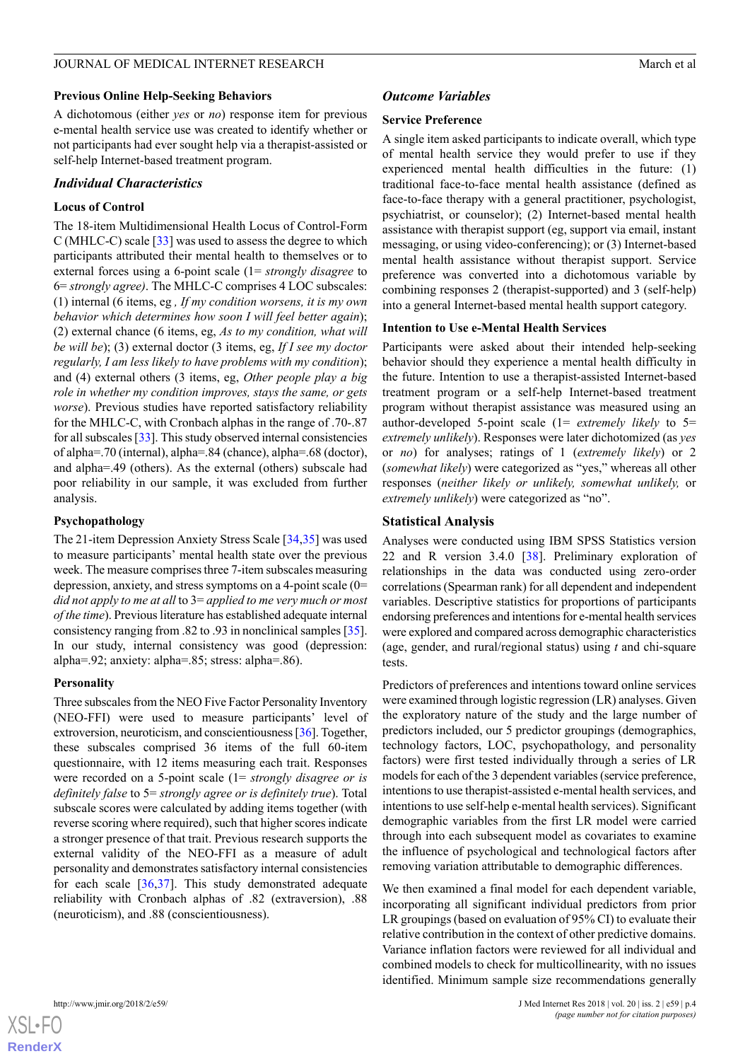### Previous Online Help-Seeking Behaviors

A dichotomous (either *yes* or *no*) response item for previous e-mental health service use was created to identify whether or not participants had ever sought help via a therapist-assisted or self-help Internet-based treatment program.

## *Individual Characteristics*

### Locus of Control

The 18-item Multidimensional Health Locus of Control-Form C (MHLC-C) scale [33] was used to assess the degree to which participants attributed their mental health to themselves or to external forces using a 6-point scale (1= *strongly disagree* to 6= *strongly agree)*. The MHLC-C comprises 4 LOC subscales: (1) internal (6 items, eg *, If my condition worsens, it is my own behavior which determines how soon I will feel better again*); (2) external chance (6 items, eg, *As to my condition, what will be will be*); (3) external doctor (3 items, eg, *If I see my doctor regularly, I am less likely to have problems with my condition*); and (4) external others (3 items, eg, *Other people play a big role in whether my condition improves, stays the same, or gets worse*). Previous studies have reported satisfactory reliability for the MHLC-C, with Cronbach alphas in the range of .70-.87 for all subscales [33]. This study observed internal consistencies of alpha=.70 (internal), alpha=.84 (chance), alpha=.68 (doctor), and alpha=.49 (others). As the external (others) subscale had poor reliability in our sample, it was excluded from further analysis.

### Psychopathology

The 21-item Depression Anxiety Stress Scale [34,35] was used to measure participants' mental health state over the previous week. The measure comprises three 7-item subscales measuring depression, anxiety, and stress symptoms on a 4-point scale (0= *did not apply to me at all* to 3= *applied to me very much or most of the time*). Previous literature has established adequate internal consistency ranging from .82 to .93 in nonclinical samples [35]. In our study, internal consistency was good (depression: alpha=.92; anxiety: alpha=.85; stress: alpha=.86).

### Personality

Three subscales from the NEO Five Factor Personality Inventory (NEO-FFI) were used to measure participants' level of extroversion, neuroticism, and conscientiousness [36]. Together, these subscales comprised 36 items of the full 60-item questionnaire, with 12 items measuring each trait. Responses were recorded on a 5-point scale (1= *strongly disagree or is definitely false* to 5= *strongly agree or is definitely true*). Total subscale scores were calculated by adding items together (with reverse scoring where required), such that higher scores indicate a stronger presence of that trait. Previous research supports the external validity of the NEO-FFI as a measure of adult personality and demonstrates satisfactory internal consistencies for each scale [36,37]. This study demonstrated adequate reliability with Cronbach alphas of .82 (extraversion), .88 (neuroticism), and .88 (conscientiousness).

## *Outcome Variables*

### Service Preference

A single item asked participants to indicate overall, which type of mental health service they would prefer to use if they experienced mental health difficulties in the future: (1) traditional face-to-face mental health assistance (defined as face-to-face therapy with a general practitioner, psychologist, psychiatrist, or counselor); (2) Internet-based mental health assistance with therapist support (eg, support via email, instant messaging, or using video-conferencing); or (3) Internet-based mental health assistance without therapist support. Service preference was converted into a dichotomous variable by combining responses 2 (therapist-supported) and 3 (self-help) into a general Internet-based mental health support category.

### Intention to Use e-Mental Health Services

Participants were asked about their intended help-seeking behavior should they experience a mental health difficulty in the future. Intention to use a therapist-assisted Internet-based treatment program or a self-help Internet-based treatment program without therapist assistance was measured using an author-developed 5-point scale (1= *extremely likely* to 5= *extremely unlikely*). Responses were later dichotomized (as *yes* or *no*) for analyses; ratings of 1 (*extremely likely*) or 2 (*somewhat likely*) were categorized as "yes," whereas all other responses (*neither likely or unlikely, somewhat unlikely,* or *extremely unlikely*) were categorized as "no".

## Statistical Analysis

Analyses were conducted using IBM SPSS Statistics version 22 and R version 3.4.0 [38]. Preliminary exploration of relationships in the data was conducted using zero-order correlations (Spearman rank) for all dependent and independent variables. Descriptive statistics for proportions of participants endorsing preferences and intentions for e-mental health services were explored and compared across demographic characteristics (age, gender, and rural/regional status) using *t* and chi-square tests.

Predictors of preferences and intentions toward online services were examined through logistic regression (LR) analyses. Given the exploratory nature of the study and the large number of predictors included, our 5 predictor groupings (demographics, technology factors, LOC, psychopathology, and personality factors) were first tested individually through a series of LR models for each of the 3 dependent variables (service preference, intentions to use therapist-assisted e-mental health services, and intentions to use self-help e-mental health services). Significant demographic variables from the first LR model were carried through into each subsequent model as covariates to examine the influence of psychological and technological factors after removing variation attributable to demographic differences.

We then examined a final model for each dependent variable, incorporating all significant individual predictors from prior LR groupings (based on evaluation of 95% CI) to evaluate their relative contribution in the context of other predictive domains. Variance inflation factors were reviewed for all individual and combined models to check for multicollinearity, with no issues identified. Minimum sample size recommendations generally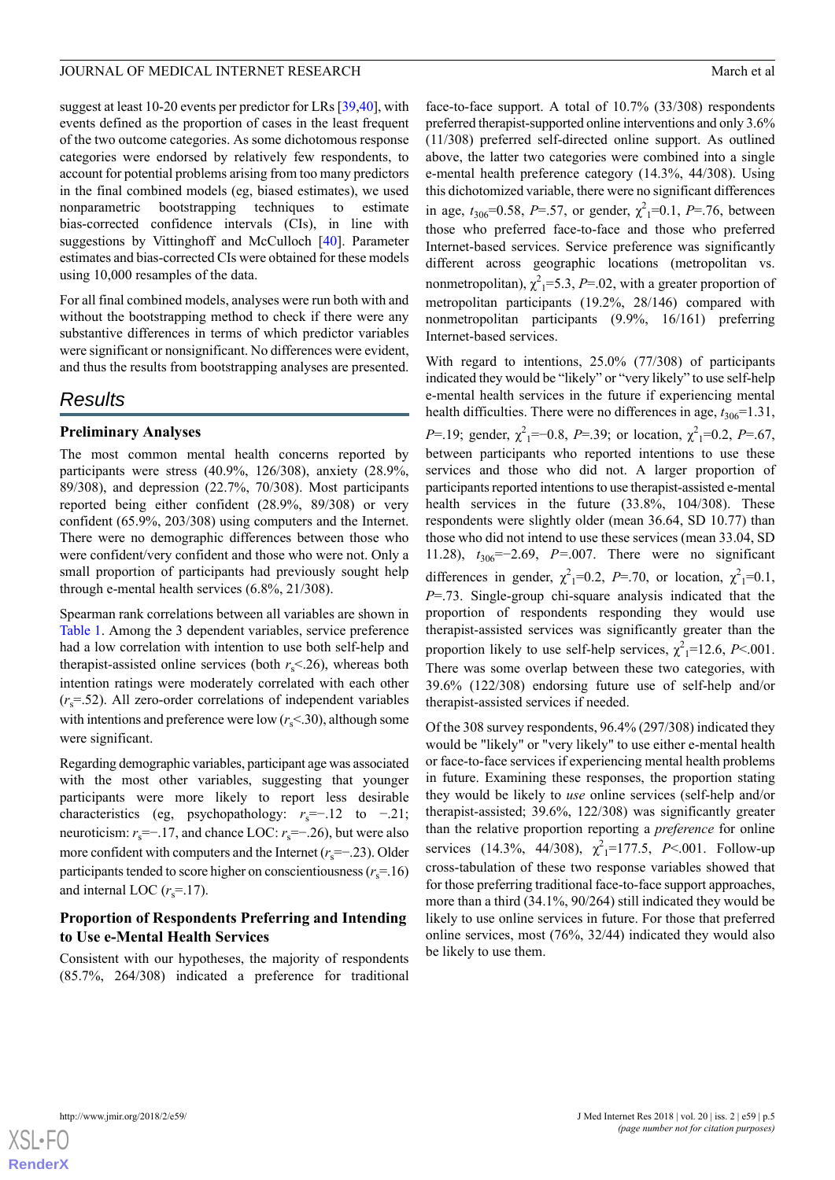suggest at least 10-20 events per predictor for LRs [39,40], with events defined as the proportion of cases in the least frequent of the two outcome categories. As some dichotomous response categories were endorsed by relatively few respondents, to account for potential problems arising from too many predictors in the final combined models (eg, biased estimates), we used nonparametric bootstrapping techniques to estimate bias-corrected confidence intervals (CIs), in line with suggestions by Vittinghoff and McCulloch [40]. Parameter estimates and bias-corrected CIs were obtained for these models using 10,000 resamples of the data.

For all final combined models, analyses were run both with and without the bootstrapping method to check if there were any substantive differences in terms of which predictor variables were significant or nonsignificant. No differences were evident, and thus the results from bootstrapping analyses are presented.

## Results

### Preliminary Analyses

The most common mental health concerns reported by participants were stress (40.9%, 126/308), anxiety (28.9%, 89/308), and depression (22.7%, 70/308). Most participants reported being either confident (28.9%, 89/308) or very confident (65.9%, 203/308) using computers and the Internet. There were no demographic differences between those who were confident/very confident and those who were not. Only a small proportion of participants had previously sought help through e-mental health services (6.8%, 21/308).

Spearman rank correlations between all variables are shown in Table 1. Among the 3 dependent variables, service preference had a low correlation with intention to use both self-help and therapist-assisted online services (both $r_s$<.26), whereas both intention ratings were moderately correlated with each other ($r_s$=.52). All zero-order correlations of independent variables with intentions and preference were low ($r_s$<.30), although some were significant.

Regarding demographic variables, participant age was associated with the most other variables, suggesting that younger participants were more likely to report less desirable characteristics (eg, psychopathology: $r_s$=−.12 to −.21; neuroticism: $r_s$=−.17, and chance LOC: $r_s$=−.26), but were also more confident with computers and the Internet ($r_s$=−.23). Older participants tended to score higher on conscientiousness ($r_s$=.16) and internal LOC ($r_s$=.17).

### Proportion of Respondents Preferring and Intending to Use e-Mental Health Services

Consistent with our hypotheses, the majority of respondents (85.7%, 264/308) indicated a preference for traditional face-to-face support. A total of 10.7% (33/308) respondents preferred therapist-supported online interventions and only 3.6% (11/308) preferred self-directed online support. As outlined above, the latter two categories were combined into a single e-mental health preference category (14.3%, 44/308). Using this dichotomized variable, there were no significant differences in age, $t_{306}$=0.58, *P*=.57, or gender, $\chi^2_1$=0.1, *P*=.76, between those who preferred face-to-face and those who preferred Internet-based services. Service preference was significantly different across geographic locations (metropolitan vs. nonmetropolitan), $\chi^2_1$=5.3, *P*=.02, with a greater proportion of metropolitan participants (19.2%, 28/146) compared with nonmetropolitan participants (9.9%, 16/161) preferring Internet-based services.

With regard to intentions, 25.0% (77/308) of participants indicated they would be "likely" or "very likely" to use self-help e-mental health services in the future if experiencing mental health difficulties. There were no differences in age, $t_{306}$=1.31, *P*=.19; gender, $\chi^2_1$=−0.8, *P*=.39; or location, $\chi^2_1$=0.2, *P*=.67, between participants who reported intentions to use these services and those who did not. A larger proportion of participants reported intentions to use therapist-assisted e-mental health services in the future (33.8%, 104/308). These respondents were slightly older (mean 36.64, SD 10.77) than those who did not intend to use these services (mean 33.04, SD 11.28), $t_{306}$=−2.69, *P*=.007. There were no significant differences in gender, $\chi^2_1$=0.2, *P*=.70, or location, $\chi^2_1$=0.1, *P*=.73. Single-group chi-square analysis indicated that the proportion of respondents responding they would use therapist-assisted services was significantly greater than the proportion likely to use self-help services, $\chi^2_1$=12.6, *P*<.001. There was some overlap between these two categories, with 39.6% (122/308) endorsing future use of self-help and/or therapist-assisted services if needed.

Of the 308 survey respondents, 96.4% (297/308) indicated they would be "likely" or "very likely" to use either e-mental health or face-to-face services if experiencing mental health problems in future. Examining these responses, the proportion stating they would be likely to *use* online services (self-help and/or therapist-assisted; 39.6%, 122/308) was significantly greater than the relative proportion reporting a *preference* for online services (14.3%, 44/308), $\chi^2_1$=177.5, *P*<.001. Follow-up cross-tabulation of these two response variables showed that for those preferring traditional face-to-face support approaches, more than a third (34.1%, 90/264) still indicated they would be likely to use online services in future. For those that preferred online services, most (76%, 32/44) indicated they would also be likely to use them.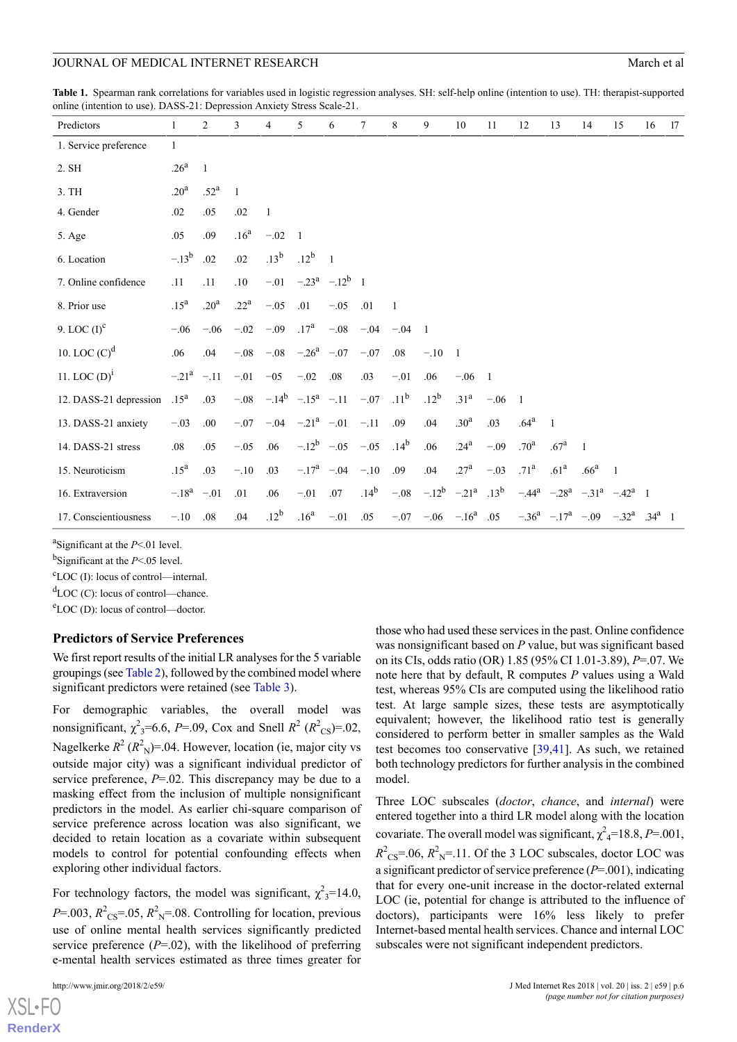**Table 1.** Spearman rank correlations for variables used in logistic regression analyses. SH: self-help online (intention to use). TH: therapist-supported online (intention to use). DASS-21: Depression Anxiety Stress Scale-21.

| Predictors | 1 | 2 | 3 | 4 | 5 | 6 | 7 | 8 | 9 | 10 | 11 | 12 | 13 | 14 | 15 | 16 | 17 |
|---|---|---|---|---|---|---|---|---|---|---|---|---|---|---|---|---|---|
| 1. Service preference | 1 | | | | | | | | | | | | | | | | |
| 2. SH | .26[a] | 1 | | | | | | | | | | | | | | | |
| 3. TH | .20[a] | .52[a] | 1 | | | | | | | | | | | | | | |
| 4. Gender | .02 | .05 | .02 | 1 | | | | | | | | | | | | | |
| 5. Age | .05 | .09 | .16[a] | −.02 | 1 | | | | | | | | | | | | |
| 6. Location | −.13[b] | .02 | .02 | .13[b] | .12[b] | 1 | | | | | | | | | | | |
| 7. Online confidence | .11 | .11 | .10 | −.01 | −.23[a] | −.12[b] | 1 | | | | | | | | | | |
| 8. Prior use | .15[a] | .20[a] | .22[a] | −.05 | .01 | −.05 | .01 | 1 | | | | | | | | | |
| 9. LOC (I)[c] | −.06 | −.06 | −.02 | −.09 | .17[a] | −.08 | −.04 | −.04 | 1 | | | | | | | | |
| 10. LOC (C)[d] | .06 | .04 | −.08 | −.08 | −.26[a] | −.07 | −.07 | .08 | −.10 | 1 | | | | | | | |
| 11. LOC (D)[i] | −.21[a] | −.11 | −.01 | −05 | −.02 | .08 | .03 | −.01 | .06 | −.06 | 1 | | | | | | |
| 12. DASS-21 depression | .15[a] | .03 | −.08 | −.14[b] | −.15[a] | −.11 | −.07 | .11[b] | .12[b] | .31[a] | −.06 | 1 | | | | | |
| 13. DASS-21 anxiety | −.03 | .00 | −.07 | −.04 | −.21[a] | −.01 | −.11 | .09 | .04 | .30[a] | .03 | .64[a] | 1 | | | | |
| 14. DASS-21 stress | .08 | .05 | −.05 | .06 | −.12[b] | −.05 | −.05 | .14[b] | .06 | .24[a] | −.09 | .70[a] | .67[a] | 1 | | | |
| 15. Neuroticism | .15[a] | .03 | −.10 | .03 | −.17[a] | −.04 | −.10 | .09 | .04 | .27[a] | −.03 | .71[a] | .61[a] | .66[a] | 1 | | |
| 16. Extraversion | −.18[a] | −.01 | .01 | .06 | −.01 | .07 | .14[b] | −.08 | −.12[b] | −.21[a] | .13[b] | −.44[a] | −.28[a] | −.31[a] | −.42[a] | 1 | |
| 17. Conscientiousness | −.10 | .08 | .04 | .12[b] | .16[a] | −.01 | .05 | −.07 | −.06 | −.16[a] | .05 | −.36[a] | −.17[a] | −.09 | −.32[a] | .34[a] | 1 |

[a]Significant at the *P*<.01 level.

[b]Significant at the *P*<.05 level.

[c]LOC (I): locus of control—internal.

[d]LOC (C): locus of control—chance.

[e]LOC (D): locus of control—doctor.

### Predictors of Service Preferences

We first report results of the initial LR analyses for the 5 variable groupings (see Table 2), followed by the combined model where significant predictors were retained (see Table 3).

For demographic variables, the overall model was nonsignificant, $\chi^2_3$=6.6, *P*=.09, Cox and Snell $R^2$ ($R^2_{CS}$)=.02, Nagelkerke $R^2$ ($R^2_N$)=.04. However, location (ie, major city vs outside major city) was a significant individual predictor of service preference, *P*=.02. This discrepancy may be due to a masking effect from the inclusion of multiple nonsignificant predictors in the model. As earlier chi-square comparison of service preference across location was also significant, we decided to retain location as a covariate within subsequent models to control for potential confounding effects when exploring other individual factors.

For technology factors, the model was significant, $\chi^2_3$=14.0, *P*=.003, $R^2_{CS}$=.05, $R^2_N$=.08. Controlling for location, previous use of online mental health services significantly predicted service preference (*P*=.02), with the likelihood of preferring e-mental health services estimated as three times greater for those who had used these services in the past. Online confidence was nonsignificant based on *P* value, but was significant based on its CIs, odds ratio (OR) 1.85 (95% CI 1.01-3.89), *P*=.07. We note here that by default, R computes *P* values using a Wald test, whereas 95% CIs are computed using the likelihood ratio test. At large sample sizes, these tests are asymptotically equivalent; however, the likelihood ratio test is generally considered to perform better in smaller samples as the Wald test becomes too conservative [39,41]. As such, we retained both technology predictors for further analysis in the combined model.

Three LOC subscales (*doctor*, *chance*, and *internal*) were entered together into a third LR model along with the location covariate. The overall model was significant, $\chi^2_4$=18.8, *P*=.001, $R^2_{CS}$=.06, $R^2_N$=.11. Of the 3 LOC subscales, doctor LOC was a significant predictor of service preference (*P*=.001), indicating that for every one-unit increase in the doctor-related external LOC (ie, potential for change is attributed to the influence of doctors), participants were 16% less likely to prefer Internet-based mental health services. Chance and internal LOC subscales were not significant independent predictors.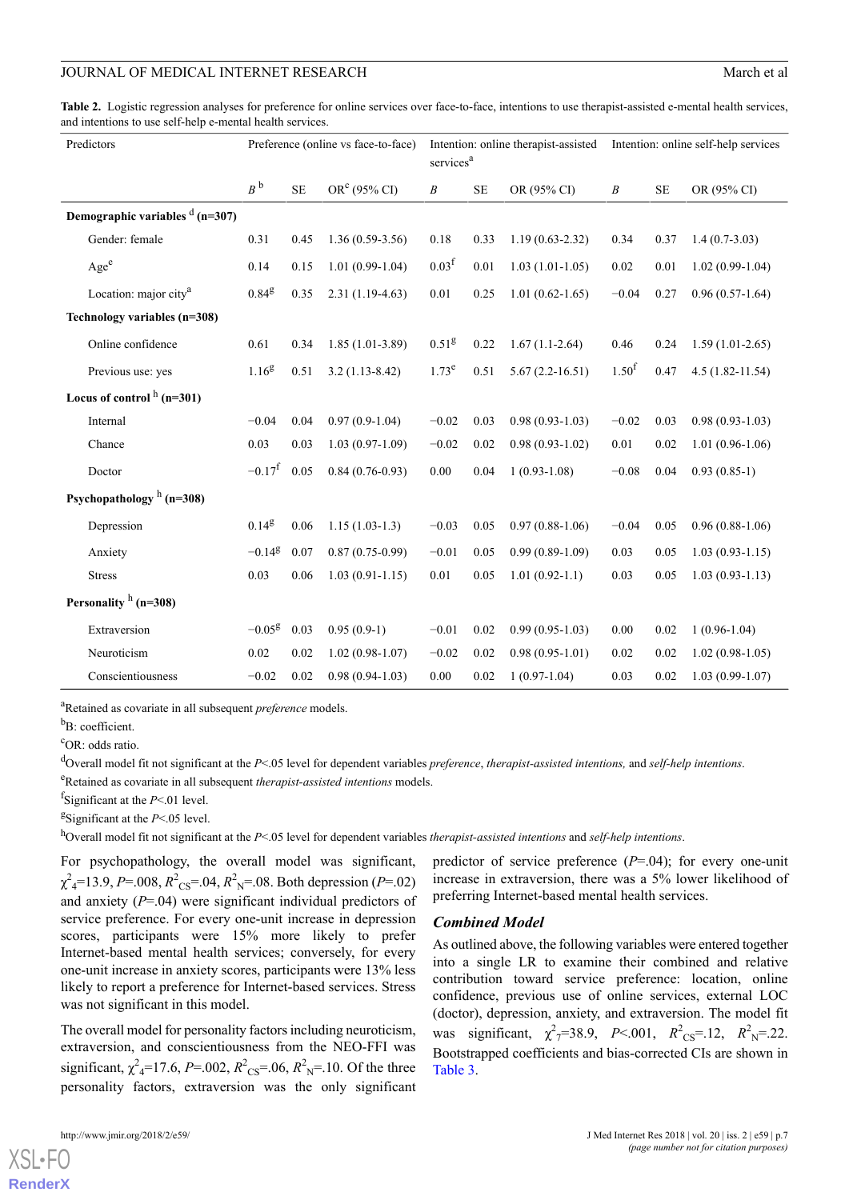**Table 2.** Logistic regression analyses for preference for online services over face-to-face, intentions to use therapist-assisted e-mental health services, and intentions to use self-help e-mental health services.

| Predictors | Preference (online vs face-to-face) | | | Intention: online therapist-assisted services[a] | | | Intention: online self-help services | | |
|---|---|---|---|---|---|---|---|---|---|
| | B[b] | SE | OR[c] (95% CI) | B | SE | OR (95% CI) | B | SE | OR (95% CI) |
| **Demographic variables[d] (n=307)** | | | | | | | | | |
| Gender: female | 0.31 | 0.45 | 1.36 (0.59-3.56) | 0.18 | 0.33 | 1.19 (0.63-2.32) | 0.34 | 0.37 | 1.4 (0.7-3.03) |
| Age[e] | 0.14 | 0.15 | 1.01 (0.99-1.04) | 0.03[f] | 0.01 | 1.03 (1.01-1.05) | 0.02 | 0.01 | 1.02 (0.99-1.04) |
| Location: major city[a] | 0.84[g] | 0.35 | 2.31 (1.19-4.63) | 0.01 | 0.25 | 1.01 (0.62-1.65) | −0.04 | 0.27 | 0.96 (0.57-1.64) |
| **Technology variables (n=308)** | | | | | | | | | |
| Online confidence | 0.61 | 0.34 | 1.85 (1.01-3.89) | 0.51[g] | 0.22 | 1.67 (1.1-2.64) | 0.46 | 0.24 | 1.59 (1.01-2.65) |
| Previous use: yes | 1.16[g] | 0.51 | 3.2 (1.13-8.42) | 1.73[e] | 0.51 | 5.67 (2.2-16.51) | 1.50[f] | 0.47 | 4.5 (1.82-11.54) |
| **Locus of control[h] (n=301)** | | | | | | | | | |
| Internal | −0.04 | 0.04 | 0.97 (0.9-1.04) | −0.02 | 0.03 | 0.98 (0.93-1.03) | −0.02 | 0.03 | 0.98 (0.93-1.03) |
| Chance | 0.03 | 0.03 | 1.03 (0.97-1.09) | −0.02 | 0.02 | 0.98 (0.93-1.02) | 0.01 | 0.02 | 1.01 (0.96-1.06) |
| Doctor | −0.17[f] | 0.05 | 0.84 (0.76-0.93) | 0.00 | 0.04 | 1 (0.93-1.08) | −0.08 | 0.04 | 0.93 (0.85-1) |
| **Psychopathology[h] (n=308)** | | | | | | | | | |
| Depression | 0.14[g] | 0.06 | 1.15 (1.03-1.3) | −0.03 | 0.05 | 0.97 (0.88-1.06) | −0.04 | 0.05 | 0.96 (0.88-1.06) |
| Anxiety | −0.14[g] | 0.07 | 0.87 (0.75-0.99) | −0.01 | 0.05 | 0.99 (0.89-1.09) | 0.03 | 0.05 | 1.03 (0.93-1.15) |
| Stress | 0.03 | 0.06 | 1.03 (0.91-1.15) | 0.01 | 0.05 | 1.01 (0.92-1.1) | 0.03 | 0.05 | 1.03 (0.93-1.13) |
| **Personality[h] (n=308)** | | | | | | | | | |
| Extraversion | −0.05[g] | 0.03 | 0.95 (0.9-1) | −0.01 | 0.02 | 0.99 (0.95-1.03) | 0.00 | 0.02 | 1 (0.96-1.04) |
| Neuroticism | 0.02 | 0.02 | 1.02 (0.98-1.07) | −0.02 | 0.02 | 0.98 (0.95-1.01) | 0.02 | 0.02 | 1.02 (0.98-1.05) |
| Conscientiousness | −0.02 | 0.02 | 0.98 (0.94-1.03) | 0.00 | 0.02 | 1 (0.97-1.04) | 0.03 | 0.02 | 1.03 (0.99-1.07) |

[a]Retained as covariate in all subsequent *preference* models.

[b]B: coefficient.

[c]OR: odds ratio.

[d]Overall model fit not significant at the $P<.05$ level for dependent variables *preference*, *therapist-assisted intentions,* and *self-help intentions*.

[e]Retained as covariate in all subsequent *therapist-assisted intentions* models.

[f]Significant at the $P<.01$ level.

[g]Significant at the $P<.05$ level.

[h]Overall model fit not significant at the $P<.05$ level for dependent variables *therapist-assisted intentions* and *self-help intentions*.

For psychopathology, the overall model was significant, $\chi^2_4$=13.9, $P$=.008, $R^2_{CS}$=.04, $R^2_N$=.08. Both depression ($P$=.02) and anxiety ($P$=.04) were significant individual predictors of service preference. For every one-unit increase in depression scores, participants were 15% more likely to prefer Internet-based mental health services; conversely, for every one-unit increase in anxiety scores, participants were 13% less likely to report a preference for Internet-based services. Stress was not significant in this model.

The overall model for personality factors including neuroticism, extraversion, and conscientiousness from the NEO-FFI was significant, $\chi^2_4$=17.6, $P$=.002, $R^2_{CS}$=.06, $R^2_N$=.10. Of the three personality factors, extraversion was the only significant predictor of service preference ($P$=.04); for every one-unit increase in extraversion, there was a 5% lower likelihood of preferring Internet-based mental health services.

### Combined Model

As outlined above, the following variables were entered together into a single LR to examine their combined and relative contribution toward service preference: location, online confidence, previous use of online services, external LOC (doctor), depression, anxiety, and extraversion. The model fit was significant, $\chi^2_7$=38.9, $P$<.001, $R^2_{CS}$=.12, $R^2_N$=.22. Bootstrapped coefficients and bias-corrected CIs are shown in Table 3.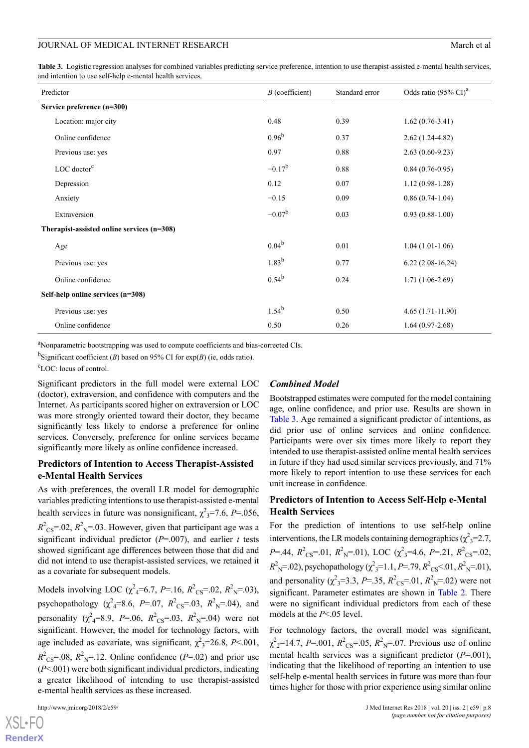**Table 3.** Logistic regression analyses for combined variables predicting service preference, intention to use therapist-assisted e-mental health services, and intention to use self-help e-mental health services.

| Predictor | *B* (coefficient) | Standard error | Odds ratio (95% CI)[a] |
|---|---|---|---|
| **Service preference (n=300)** | | | |
| Location: major city | 0.48 | 0.39 | 1.62 (0.76-3.41) |
| Online confidence | 0.96[b] | 0.37 | 2.62 (1.24-4.82) |
| Previous use: yes | 0.97 | 0.88 | 2.63 (0.60-9.23) |
| LOC doctor[c] | −0.17[b] | 0.88 | 0.84 (0.76-0.95) |
| Depression | 0.12 | 0.07 | 1.12 (0.98-1.28) |
| Anxiety | −0.15 | 0.09 | 0.86 (0.74-1.04) |
| Extraversion | −0.07[b] | 0.03 | 0.93 (0.88-1.00) |
| **Therapist-assisted online services (n=308)** | | | |
| Age | 0.04[b] | 0.01 | 1.04 (1.01-1.06) |
| Previous use: yes | 1.83[b] | 0.77 | 6.22 (2.08-16.24) |
| Online confidence | 0.54[b] | 0.24 | 1.71 (1.06-2.69) |
| **Self-help online services (n=308)** | | | |
| Previous use: yes | 1.54[b] | 0.50 | 4.65 (1.71-11.90) |
| Online confidence | 0.50 | 0.26 | 1.64 (0.97-2.68) |

[a]Nonparametric bootstrapping was used to compute coefficients and bias-corrected CIs.

[b]Significant coefficient (*B*) based on 95% CI for exp(*B*) (ie, odds ratio).

[c]LOC: locus of control.

Significant predictors in the full model were external LOC (doctor), extraversion, and confidence with computers and the Internet. As participants scored higher on extraversion or LOC was more strongly oriented toward their doctor, they became significantly less likely to endorse a preference for online services. Conversely, preference for online services became significantly more likely as online confidence increased.

### Predictors of Intention to Access Therapist-Assisted e-Mental Health Services

As with preferences, the overall LR model for demographic variables predicting intentions to use therapist-assisted e-mental health services in future was nonsignificant, $\chi^2_3$=7.6, *P*=.056, $R^2_{CS}$=.02, $R^2_N$=.03. However, given that participant age was a significant individual predictor (*P*=.007), and earlier *t* tests showed significant age differences between those that did and did not intend to use therapist-assisted services, we retained it as a covariate for subsequent models.

Models involving LOC ($\chi^2_4$=6.7, *P*=.16, $R^2_{CS}$=.02, $R^2_N$=.03), psychopathology ($\chi^2_4$=8.6, *P*=.07, $R^2_{CS}$=.03, $R^2_N$=.04), and personality ($\chi^2_4$=8.9, *P*=.06, $R^2_{CS}$=.03, $R^2_N$=.04) were not significant. However, the model for technology factors, with age included as covariate, was significant, $\chi^2_3$=26.8, *P*<.001, $R^2_{CS}$=.08, $R^2_N$=.12. Online confidence (*P*=.02) and prior use (*P*<.001) were both significant individual predictors, indicating a greater likelihood of intending to use therapist-assisted e-mental health services as these increased.

### *Combined Model*

Bootstrapped estimates were computed for the model containing age, online confidence, and prior use. Results are shown in Table 3. Age remained a significant predictor of intentions, as did prior use of online services and online confidence. Participants were over six times more likely to report they intended to use therapist-assisted online mental health services in future if they had used similar services previously, and 71% more likely to report intention to use these services for each unit increase in confidence.

### Predictors of Intention to Access Self-Help e-Mental Health Services

For the prediction of intentions to use self-help online interventions, the LR models containing demographics ($\chi^2_3$=2.7, *P*=.44, $R^2_{CS}$=.01, $R^2_N$=.01), LOC ($\chi^2_3$=4.6, *P*=.21, $R^2_{CS}$=.02, $R^2_N$=.02), psychopathology ($\chi^2_3$=1.1, *P*=.79, $R^2_{CS}$<.01, $R^2_N$=.01), and personality ($\chi^2_3$=3.3, *P*=.35, $R^2_{CS}$=.01, $R^2_N$=.02) were not significant. Parameter estimates are shown in Table 2. There were no significant individual predictors from each of these models at the *P*<.05 level.

For technology factors, the overall model was significant, $\chi^2_2$=14.7, *P*=.001, $R^2_{CS}$=.05, $R^2_N$=.07. Previous use of online mental health services was a significant predictor (*P*=.001), indicating that the likelihood of reporting an intention to use self-help e-mental health services in future was more than four times higher for those with prior experience using similar online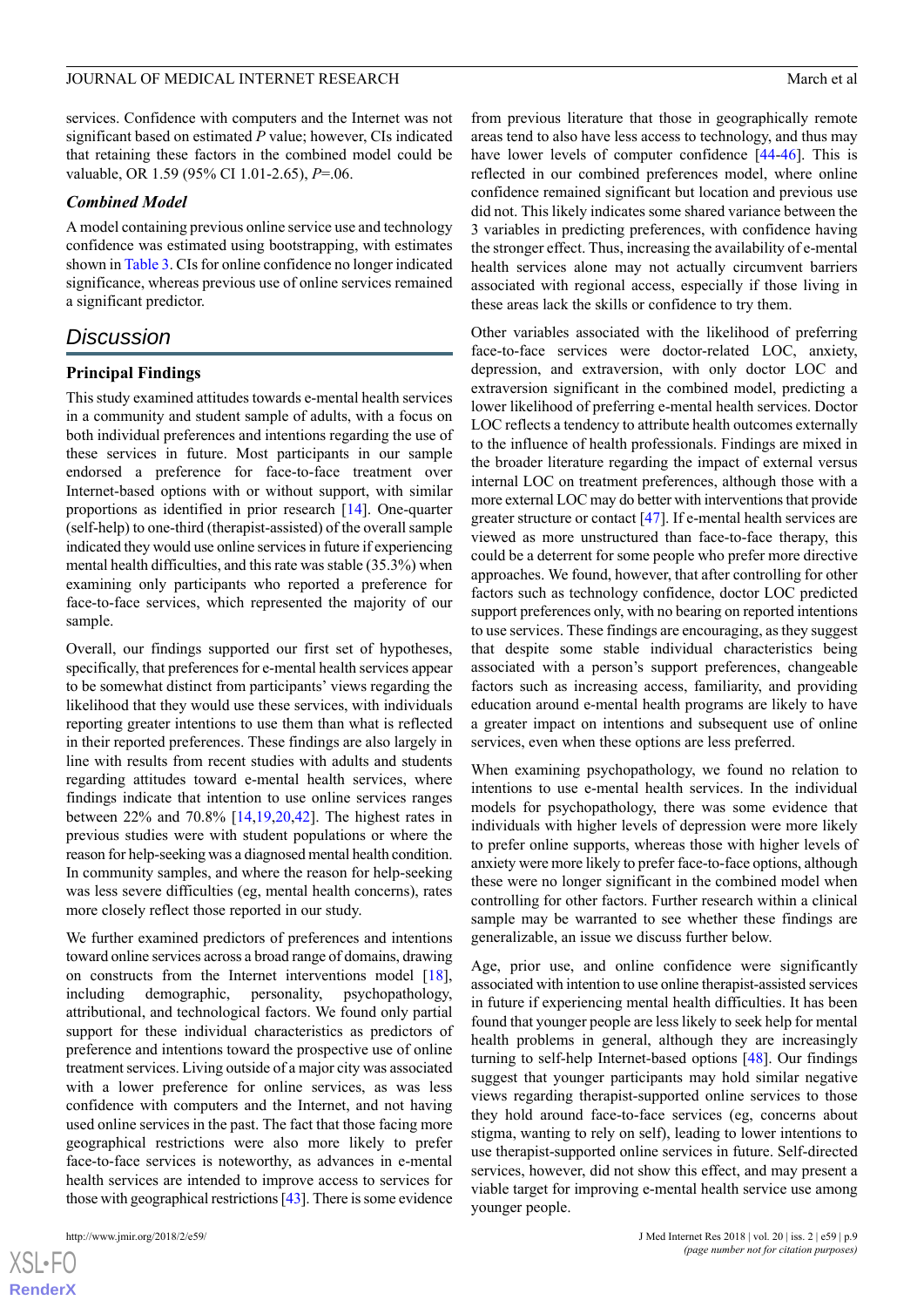services. Confidence with computers and the Internet was not significant based on estimated *P* value; however, CIs indicated that retaining these factors in the combined model could be valuable, OR 1.59 (95% CI 1.01-2.65), *P*=.06.

### Combined Model

A model containing previous online service use and technology confidence was estimated using bootstrapping, with estimates shown in Table 3. CIs for online confidence no longer indicated significance, whereas previous use of online services remained a significant predictor.

## Discussion

### Principal Findings

This study examined attitudes towards e-mental health services in a community and student sample of adults, with a focus on both individual preferences and intentions regarding the use of these services in future. Most participants in our sample endorsed a preference for face-to-face treatment over Internet-based options with or without support, with similar proportions as identified in prior research [14]. One-quarter (self-help) to one-third (therapist-assisted) of the overall sample indicated they would use online services in future if experiencing mental health difficulties, and this rate was stable (35.3%) when examining only participants who reported a preference for face-to-face services, which represented the majority of our sample.

Overall, our findings supported our first set of hypotheses, specifically, that preferences for e-mental health services appear to be somewhat distinct from participants' views regarding the likelihood that they would use these services, with individuals reporting greater intentions to use them than what is reflected in their reported preferences. These findings are also largely in line with results from recent studies with adults and students regarding attitudes toward e-mental health services, where findings indicate that intention to use online services ranges between 22% and 70.8% [14,19,20,42]. The highest rates in previous studies were with student populations or where the reason for help-seeking was a diagnosed mental health condition. In community samples, and where the reason for help-seeking was less severe difficulties (eg, mental health concerns), rates more closely reflect those reported in our study.

We further examined predictors of preferences and intentions toward online services across a broad range of domains, drawing on constructs from the Internet interventions model [18], including demographic, personality, psychopathology, attributional, and technological factors. We found only partial support for these individual characteristics as predictors of preference and intentions toward the prospective use of online treatment services. Living outside of a major city was associated with a lower preference for online services, as was less confidence with computers and the Internet, and not having used online services in the past. The fact that those facing more geographical restrictions were also more likely to prefer face-to-face services is noteworthy, as advances in e-mental health services are intended to improve access to services for those with geographical restrictions [43]. There is some evidence from previous literature that those in geographically remote areas tend to also have less access to technology, and thus may have lower levels of computer confidence [44-46]. This is reflected in our combined preferences model, where online confidence remained significant but location and previous use did not. This likely indicates some shared variance between the 3 variables in predicting preferences, with confidence having the stronger effect. Thus, increasing the availability of e-mental health services alone may not actually circumvent barriers associated with regional access, especially if those living in these areas lack the skills or confidence to try them.

Other variables associated with the likelihood of preferring face-to-face services were doctor-related LOC, anxiety, depression, and extraversion, with only doctor LOC and extraversion significant in the combined model, predicting a lower likelihood of preferring e-mental health services. Doctor LOC reflects a tendency to attribute health outcomes externally to the influence of health professionals. Findings are mixed in the broader literature regarding the impact of external versus internal LOC on treatment preferences, although those with a more external LOC may do better with interventions that provide greater structure or contact [47]. If e-mental health services are viewed as more unstructured than face-to-face therapy, this could be a deterrent for some people who prefer more directive approaches. We found, however, that after controlling for other factors such as technology confidence, doctor LOC predicted support preferences only, with no bearing on reported intentions to use services. These findings are encouraging, as they suggest that despite some stable individual characteristics being associated with a person's support preferences, changeable factors such as increasing access, familiarity, and providing education around e-mental health programs are likely to have a greater impact on intentions and subsequent use of online services, even when these options are less preferred.

When examining psychopathology, we found no relation to intentions to use e-mental health services. In the individual models for psychopathology, there was some evidence that individuals with higher levels of depression were more likely to prefer online supports, whereas those with higher levels of anxiety were more likely to prefer face-to-face options, although these were no longer significant in the combined model when controlling for other factors. Further research within a clinical sample may be warranted to see whether these findings are generalizable, an issue we discuss further below.

Age, prior use, and online confidence were significantly associated with intention to use online therapist-assisted services in future if experiencing mental health difficulties. It has been found that younger people are less likely to seek help for mental health problems in general, although they are increasingly turning to self-help Internet-based options [48]. Our findings suggest that younger participants may hold similar negative views regarding therapist-supported online services to those they hold around face-to-face services (eg, concerns about stigma, wanting to rely on self), leading to lower intentions to use therapist-supported online services in future. Self-directed services, however, did not show this effect, and may present a viable target for improving e-mental health service use among younger people.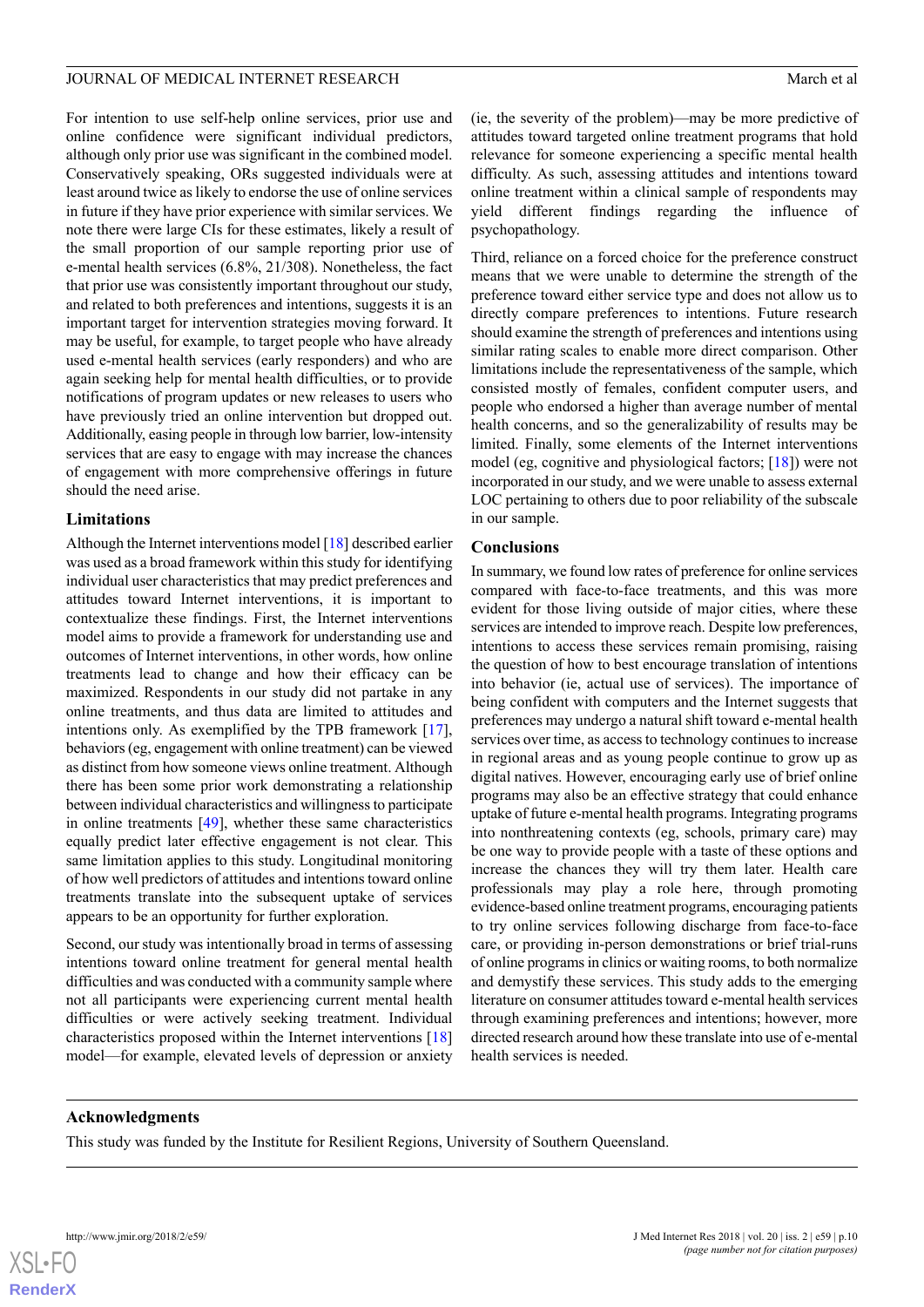For intention to use self-help online services, prior use and online confidence were significant individual predictors, although only prior use was significant in the combined model. Conservatively speaking, ORs suggested individuals were at least around twice as likely to endorse the use of online services in future if they have prior experience with similar services. We note there were large CIs for these estimates, likely a result of the small proportion of our sample reporting prior use of e-mental health services (6.8%, 21/308). Nonetheless, the fact that prior use was consistently important throughout our study, and related to both preferences and intentions, suggests it is an important target for intervention strategies moving forward. It may be useful, for example, to target people who have already used e-mental health services (early responders) and who are again seeking help for mental health difficulties, or to provide notifications of program updates or new releases to users who have previously tried an online intervention but dropped out. Additionally, easing people in through low barrier, low-intensity services that are easy to engage with may increase the chances of engagement with more comprehensive offerings in future should the need arise.

## Limitations

Although the Internet interventions model [18] described earlier was used as a broad framework within this study for identifying individual user characteristics that may predict preferences and attitudes toward Internet interventions, it is important to contextualize these findings. First, the Internet interventions model aims to provide a framework for understanding use and outcomes of Internet interventions, in other words, how online treatments lead to change and how their efficacy can be maximized. Respondents in our study did not partake in any online treatments, and thus data are limited to attitudes and intentions only. As exemplified by the TPB framework [17], behaviors (eg, engagement with online treatment) can be viewed as distinct from how someone views online treatment. Although there has been some prior work demonstrating a relationship between individual characteristics and willingness to participate in online treatments [49], whether these same characteristics equally predict later effective engagement is not clear. This same limitation applies to this study. Longitudinal monitoring of how well predictors of attitudes and intentions toward online treatments translate into the subsequent uptake of services appears to be an opportunity for further exploration.

Second, our study was intentionally broad in terms of assessing intentions toward online treatment for general mental health difficulties and was conducted with a community sample where not all participants were experiencing current mental health difficulties or were actively seeking treatment. Individual characteristics proposed within the Internet interventions [18] model—for example, elevated levels of depression or anxiety (ie, the severity of the problem)—may be more predictive of attitudes toward targeted online treatment programs that hold relevance for someone experiencing a specific mental health difficulty. As such, assessing attitudes and intentions toward online treatment within a clinical sample of respondents may yield different findings regarding the influence of psychopathology.

Third, reliance on a forced choice for the preference construct means that we were unable to determine the strength of the preference toward either service type and does not allow us to directly compare preferences to intentions. Future research should examine the strength of preferences and intentions using similar rating scales to enable more direct comparison. Other limitations include the representativeness of the sample, which consisted mostly of females, confident computer users, and people who endorsed a higher than average number of mental health concerns, and so the generalizability of results may be limited. Finally, some elements of the Internet interventions model (eg, cognitive and physiological factors; [18]) were not incorporated in our study, and we were unable to assess external LOC pertaining to others due to poor reliability of the subscale in our sample.

## Conclusions

In summary, we found low rates of preference for online services compared with face-to-face treatments, and this was more evident for those living outside of major cities, where these services are intended to improve reach. Despite low preferences, intentions to access these services remain promising, raising the question of how to best encourage translation of intentions into behavior (ie, actual use of services). The importance of being confident with computers and the Internet suggests that preferences may undergo a natural shift toward e-mental health services over time, as access to technology continues to increase in regional areas and as young people continue to grow up as digital natives. However, encouraging early use of brief online programs may also be an effective strategy that could enhance uptake of future e-mental health programs. Integrating programs into nonthreatening contexts (eg, schools, primary care) may be one way to provide people with a taste of these options and increase the chances they will try them later. Health care professionals may play a role here, through promoting evidence-based online treatment programs, encouraging patients to try online services following discharge from face-to-face care, or providing in-person demonstrations or brief trial-runs of online programs in clinics or waiting rooms, to both normalize and demystify these services. This study adds to the emerging literature on consumer attitudes toward e-mental health services through examining preferences and intentions; however, more directed research around how these translate into use of e-mental health services is needed.

## Acknowledgments

This study was funded by the Institute for Resilient Regions, University of Southern Queensland.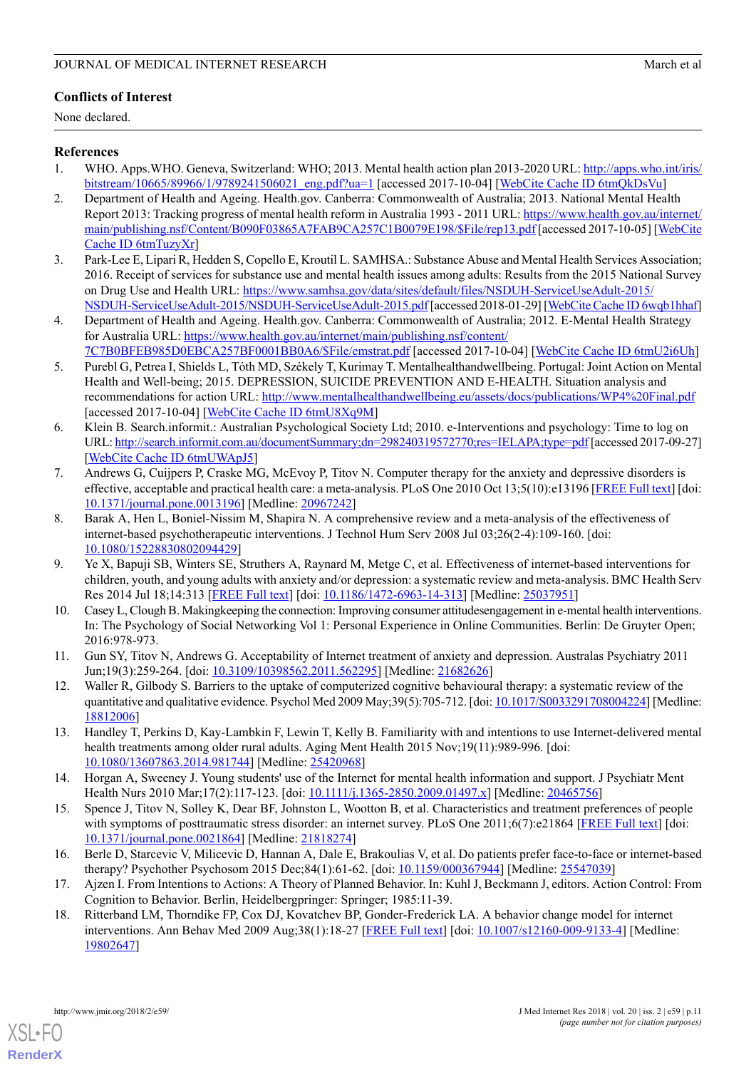## Conflicts of Interest

None declared.

## References

1. WHO. Apps.WHO. Geneva, Switzerland: WHO; 2013. Mental health action plan 2013-2020 URL: http://apps.who.int/iris/bitstream/10665/89966/1/9789241506021_eng.pdf?ua=1 [accessed 2017-10-04] [WebCite Cache ID 6tmQkDsVu]
2. Department of Health and Ageing. Health.gov. Canberra: Commonwealth of Australia; 2013. National Mental Health Report 2013: Tracking progress of mental health reform in Australia 1993 - 2011 URL: https://www.health.gov.au/internet/main/publishing.nsf/Content/B090F03865A7FAB9CA257C1B0079E198/$File/rep13.pdf [accessed 2017-10-05] [WebCite Cache ID 6tmTuzyXr]
3. Park-Lee E, Lipari R, Hedden S, Copello E, Kroutil L. SAMHSA.: Substance Abuse and Mental Health Services Association; 2016. Receipt of services for substance use and mental health issues among adults: Results from the 2015 National Survey on Drug Use and Health URL: https://www.samhsa.gov/data/sites/default/files/NSDUH-ServiceUseAdult-2015/NSDUH-ServiceUseAdult-2015.pdf [accessed 2018-01-29] [WebCite Cache ID 6wqb1hhaf]
4. Department of Health and Ageing. Health.gov. Canberra: Commonwealth of Australia; 2012. E-Mental Health Strategy for Australia URL: https://www.health.gov.au/internet/main/publishing.nsf/content/7C7B0BFEB985D0EBCA257BF0001BB0A6/$File/emstrat.pdf [accessed 2017-10-04] [WebCite Cache ID 6tmU2i6Uh]
5. Purebl G, Petrea I, Shields L, Tóth MD, Székely T, Kurimay T. Mentalhealthandwellbeing. Portugal: Joint Action on Mental Health and Well-being; 2015. DEPRESSION, SUICIDE PREVENTION AND E-HEALTH. Situation analysis and recommendations for action URL: http://www.mentalhealthandwellbeing.eu/assets/docs/publications/WP4%20Final.pdf [accessed 2017-10-04] [WebCite Cache ID 6tmU8Xq9M]
6. Klein B. Search.informit.: Australian Psychological Society Ltd; 2010. e-Interventions and psychology: Time to log on URL: http://search.informit.com.au/documentSummary;dn=298240319572770;res=IELAPA;type=pdf [accessed 2017-09-27] [WebCite Cache ID 6tmUWApJ5]
7. Andrews G, Cuijpers P, Craske MG, McEvoy P, Titov N. Computer therapy for the anxiety and depressive disorders is effective, acceptable and practical health care: a meta-analysis. PLoS One 2010 Oct 13;5(10):e13196 [FREE Full text] [doi: 10.1371/journal.pone.0013196] [Medline: 20967242]
8. Barak A, Hen L, Boniel-Nissim M, Shapira N. A comprehensive review and a meta-analysis of the effectiveness of internet-based psychotherapeutic interventions. J Technol Hum Serv 2008 Jul 03;26(2-4):109-160. [doi: 10.1080/15228830802094429]
9. Ye X, Bapuji SB, Winters SE, Struthers A, Raynard M, Metge C, et al. Effectiveness of internet-based interventions for children, youth, and young adults with anxiety and/or depression: a systematic review and meta-analysis. BMC Health Serv Res 2014 Jul 18;14:313 [FREE Full text] [doi: 10.1186/1472-6963-14-313] [Medline: 25037951]
10. Casey L, Clough B. Makingkeeping the connection: Improving consumer attitudesengagement in e-mental health interventions. In: The Psychology of Social Networking Vol 1: Personal Experience in Online Communities. Berlin: De Gruyter Open; 2016:978-973.
11. Gun SY, Titov N, Andrews G. Acceptability of Internet treatment of anxiety and depression. Australas Psychiatry 2011 Jun;19(3):259-264. [doi: 10.3109/10398562.2011.562295] [Medline: 21682626]
12. Waller R, Gilbody S. Barriers to the uptake of computerized cognitive behavioural therapy: a systematic review of the quantitative and qualitative evidence. Psychol Med 2009 May;39(5):705-712. [doi: 10.1017/S0033291708004224] [Medline: 18812006]
13. Handley T, Perkins D, Kay-Lambkin F, Lewin T, Kelly B. Familiarity with and intentions to use Internet-delivered mental health treatments among older rural adults. Aging Ment Health 2015 Nov;19(11):989-996. [doi: 10.1080/13607863.2014.981744] [Medline: 25420968]
14. Horgan A, Sweeney J. Young students' use of the Internet for mental health information and support. J Psychiatr Ment Health Nurs 2010 Mar;17(2):117-123. [doi: 10.1111/j.1365-2850.2009.01497.x] [Medline: 20465756]
15. Spence J, Titov N, Solley K, Dear BF, Johnston L, Wootton B, et al. Characteristics and treatment preferences of people with symptoms of posttraumatic stress disorder: an internet survey. PLoS One 2011;6(7):e21864 [FREE Full text] [doi: 10.1371/journal.pone.0021864] [Medline: 21818274]
16. Berle D, Starcevic V, Milicevic D, Hannan A, Dale E, Brakoulias V, et al. Do patients prefer face-to-face or internet-based therapy? Psychother Psychosom 2015 Dec;84(1):61-62. [doi: 10.1159/000367944] [Medline: 25547039]
17. Ajzen I. From Intentions to Actions: A Theory of Planned Behavior. In: Kuhl J, Beckmann J, editors. Action Control: From Cognition to Behavior. Berlin, Heidelbergpringer: Springer; 1985:11-39.
18. Ritterband LM, Thorndike FP, Cox DJ, Kovatchev BP, Gonder-Frederick LA. A behavior change model for internet interventions. Ann Behav Med 2009 Aug;38(1):18-27 [FREE Full text] [doi: 10.1007/s12160-009-9133-4] [Medline: 19802647]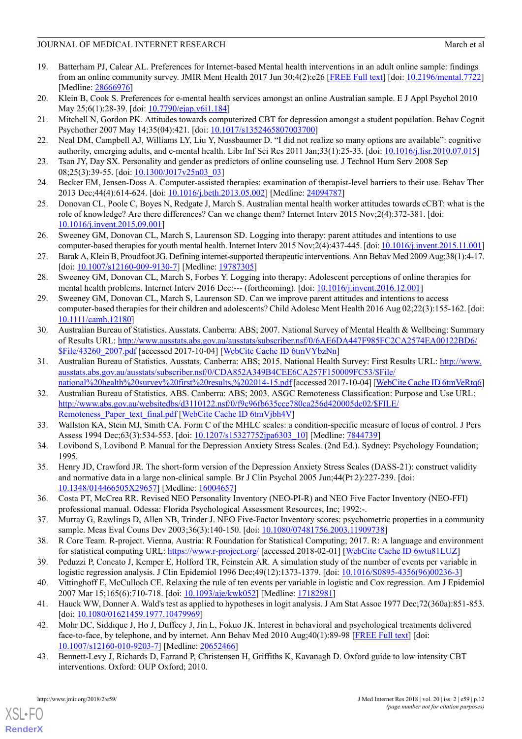19. Batterham PJ, Calear AL. Preferences for Internet-based Mental health interventions in an adult online sample: findings from an online community survey. JMIR Ment Health 2017 Jun 30;4(2):e26 [FREE Full text] [doi: 10.2196/mental.7722] [Medline: 28666976]
20. Klein B, Cook S. Preferences for e-mental health services amongst an online Australian sample. E J Appl Psychol 2010 May 25;6(1):28-39. [doi: 10.7790/ejap.v6i1.184]
21. Mitchell N, Gordon PK. Attitudes towards computerized CBT for depression amongst a student population. Behav Cognit Psychother 2007 May 14;35(04):421. [doi: 10.1017/s1352465807003700]
22. Neal DM, Campbell AJ, Williams LY, Liu Y, Nussbaumer D. "I did not realize so many options are available": cognitive authority, emerging adults, and e-mental health. Libr Inf Sci Res 2011 Jan;33(1):25-33. [doi: 10.1016/j.lisr.2010.07.015]
23. Tsan JY, Day SX. Personality and gender as predictors of online counseling use. J Technol Hum Serv 2008 Sep 08;25(3):39-55. [doi: 10.1300/J017v25n03_03]
24. Becker EM, Jensen-Doss A. Computer-assisted therapies: examination of therapist-level barriers to their use. Behav Ther 2013 Dec;44(4):614-624. [doi: 10.1016/j.beth.2013.05.002] [Medline: 24094787]
25. Donovan CL, Poole C, Boyes N, Redgate J, March S. Australian mental health worker attitudes towards cCBT: what is the role of knowledge? Are there differences? Can we change them? Internet Interv 2015 Nov;2(4):372-381. [doi: 10.1016/j.invent.2015.09.001]
26. Sweeney GM, Donovan CL, March S, Laurenson SD. Logging into therapy: parent attitudes and intentions to use computer-based therapies for youth mental health. Internet Interv 2015 Nov;2(4):437-445. [doi: 10.1016/j.invent.2015.11.001]
27. Barak A, Klein B, Proudfoot JG. Defining internet-supported therapeutic interventions. Ann Behav Med 2009 Aug;38(1):4-17. [doi: 10.1007/s12160-009-9130-7] [Medline: 19787305]
28. Sweeney GM, Donovan CL, March S, Forbes Y. Logging into therapy: Adolescent perceptions of online therapies for mental health problems. Internet Interv 2016 Dec:--- (forthcoming). [doi: 10.1016/j.invent.2016.12.001]
29. Sweeney GM, Donovan CL, March S, Laurenson SD. Can we improve parent attitudes and intentions to access computer-based therapies for their children and adolescents? Child Adolesc Ment Health 2016 Aug 02;22(3):155-162. [doi: 10.1111/camh.12180]
30. Australian Bureau of Statistics. Ausstats. Canberra: ABS; 2007. National Survey of Mental Health & Wellbeing: Summary of Results URL: http://www.ausstats.abs.gov.au/ausstats/subscriber.nsf/0/6AE6DA447F985FC2CA2574EA00122BD6/$File/43260_2007.pdf [accessed 2017-10-04] [WebCite Cache ID 6tmVYbzNn]
31. Australian Bureau of Statistics. Ausstats. Canberra: ABS; 2015. National Health Survey: First Results URL: http://www.ausstats.abs.gov.au/ausstats/subscriber.nsf/0/CDA852A349B4CEE6CA257F150009FC53/$File/national%20health%20survey%20first%20results,%202014-15.pdf [accessed 2017-10-04] [WebCite Cache ID 6tmVeRtq6]
32. Australian Bureau of Statistics. ABS. Canberra: ABS; 2003. ASGC Remoteness Classification: Purpose and Use URL: http://www.abs.gov.au/websitedbs/d3110122.nsf/0/f9c96fb635cce780ca256d420005dc02/$FILE/Remoteness_Paper_text_final.pdf [WebCite Cache ID 6tmVjbh4V]
33. Wallston KA, Stein MJ, Smith CA. Form C of the MHLC scales: a condition-specific measure of locus of control. J Pers Assess 1994 Dec;63(3):534-553. [doi: 10.1207/s15327752jpa6303_10] [Medline: 7844739]
34. Lovibond S, Lovibond P. Manual for the Depression Anxiety Stress Scales. (2nd Ed.). Sydney: Psychology Foundation; 1995.
35. Henry JD, Crawford JR. The short-form version of the Depression Anxiety Stress Scales (DASS-21): construct validity and normative data in a large non-clinical sample. Br J Clin Psychol 2005 Jun;44(Pt 2):227-239. [doi: 10.1348/014466505X29657] [Medline: 16004657]
36. Costa PT, McCrea RR. Revised NEO Personality Inventory (NEO-PI-R) and NEO Five Factor Inventory (NEO-FFI) professional manual. Odessa: Florida Psychological Assessment Resources, Inc; 1992:-.
37. Murray G, Rawlings D, Allen NB, Trinder J. NEO Five-Factor Inventory scores: psychometric properties in a community sample. Meas Eval Couns Dev 2003;36(3):140-150. [doi: 10.1080/07481756.2003.11909738]
38. R Core Team. R-project. Vienna, Austria: R Foundation for Statistical Computing; 2017. R: A language and environment for statistical computing URL: https://www.r-project.org/ [accessed 2018-02-01] [WebCite Cache ID 6wtu81LUZ]
39. Peduzzi P, Concato J, Kemper E, Holford TR, Feinstein AR. A simulation study of the number of events per variable in logistic regression analysis. J Clin Epidemiol 1996 Dec;49(12):1373-1379. [doi: 10.1016/S0895-4356(96)00236-3]
40. Vittinghoff E, McCulloch CE. Relaxing the rule of ten events per variable in logistic and Cox regression. Am J Epidemiol 2007 Mar 15;165(6):710-718. [doi: 10.1093/aje/kwk052] [Medline: 17182981]
41. Hauck WW, Donner A. Wald's test as applied to hypotheses in logit analysis. J Am Stat Assoc 1977 Dec;72(360a):851-853. [doi: 10.1080/01621459.1977.10479969]
42. Mohr DC, Siddique J, Ho J, Duffecy J, Jin L, Fokuo JK. Interest in behavioral and psychological treatments delivered face-to-face, by telephone, and by internet. Ann Behav Med 2010 Aug;40(1):89-98 [FREE Full text] [doi: 10.1007/s12160-010-9203-7] [Medline: 20652466]
43. Bennett-Levy J, Richards D, Farrand P, Christensen H, Griffiths K, Kavanagh D. Oxford guide to low intensity CBT interventions. Oxford: OUP Oxford; 2010.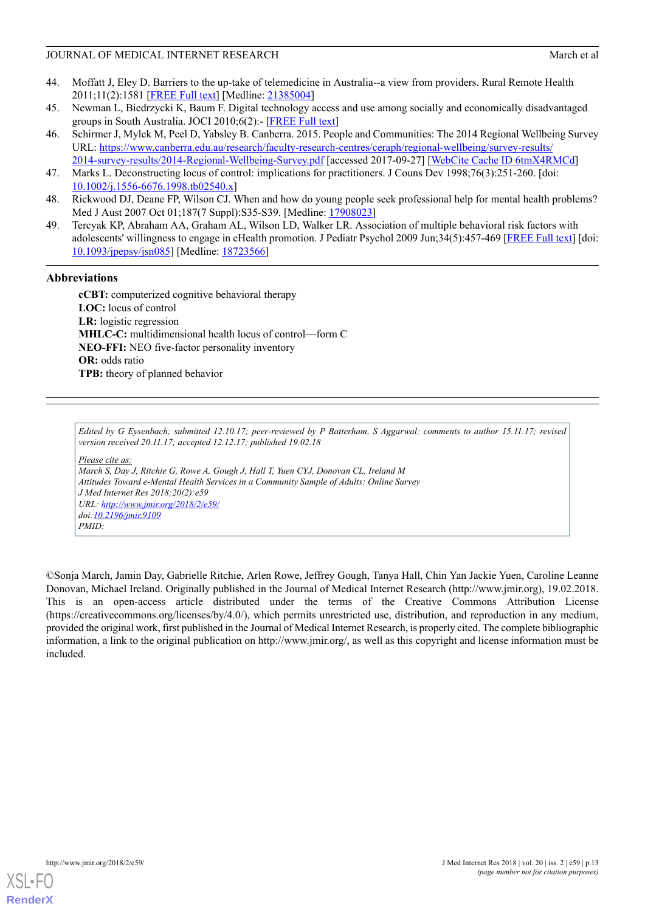44. Moffatt J, Eley D. Barriers to the up-take of telemedicine in Australia--a view from providers. Rural Remote Health 2011;11(2):1581 [FREE Full text] [Medline: 21385004]
45. Newman L, Biedrzycki K, Baum F. Digital technology access and use among socially and economically disadvantaged groups in South Australia. JOCI 2010;6(2):- [FREE Full text]
46. Schirmer J, Mylek M, Peel D, Yabsley B. Canberra. 2015. People and Communities: The 2014 Regional Wellbeing Survey URL: https://www.canberra.edu.au/research/faculty-research-centres/ceraph/regional-wellbeing/survey-results/2014-survey-results/2014-Regional-Wellbeing-Survey.pdf [accessed 2017-09-27] [WebCite Cache ID 6tmX4RMCd]
47. Marks L. Deconstructing locus of control: implications for practitioners. J Couns Dev 1998;76(3):251-260. [doi: 10.1002/j.1556-6676.1998.tb02540.x]
48. Rickwood DJ, Deane FP, Wilson CJ. When and how do young people seek professional help for mental health problems? Med J Aust 2007 Oct 01;187(7 Suppl):S35-S39. [Medline: 17908023]
49. Tercyak KP, Abraham AA, Graham AL, Wilson LD, Walker LR. Association of multiple behavioral risk factors with adolescents' willingness to engage in eHealth promotion. J Pediatr Psychol 2009 Jun;34(5):457-469 [FREE Full text] [doi: 10.1093/jpepsy/jsn085] [Medline: 18723566]

## Abbreviations

**cCBT:** computerized cognitive behavioral therapy
**LOC:** locus of control
**LR:** logistic regression
**MHLC-C:** multidimensional health locus of control—form C
**NEO-FFI:** NEO five-factor personality inventory
**OR:** odds ratio
**TPB:** theory of planned behavior

*Edited by G Eysenbach; submitted 12.10.17; peer-reviewed by P Batterham, S Aggarwal; comments to author 15.11.17; revised version received 20.11.17; accepted 12.12.17; published 19.02.18*

*Please cite as:*
*March S, Day J, Ritchie G, Rowe A, Gough J, Hall T, Yuen CYJ, Donovan CL, Ireland M*
*Attitudes Toward e-Mental Health Services in a Community Sample of Adults: Online Survey*
*J Med Internet Res 2018;20(2):e59*
*URL: http://www.jmir.org/2018/2/e59/*
*doi:10.2196/jmir.9109*
*PMID:*

©Sonja March, Jamin Day, Gabrielle Ritchie, Arlen Rowe, Jeffrey Gough, Tanya Hall, Chin Yan Jackie Yuen, Caroline Leanne Donovan, Michael Ireland. Originally published in the Journal of Medical Internet Research (http://www.jmir.org), 19.02.2018. This is an open-access article distributed under the terms of the Creative Commons Attribution License (https://creativecommons.org/licenses/by/4.0/), which permits unrestricted use, distribution, and reproduction in any medium, provided the original work, first published in the Journal of Medical Internet Research, is properly cited. The complete bibliographic information, a link to the original publication on http://www.jmir.org/, as well as this copyright and license information must be included.